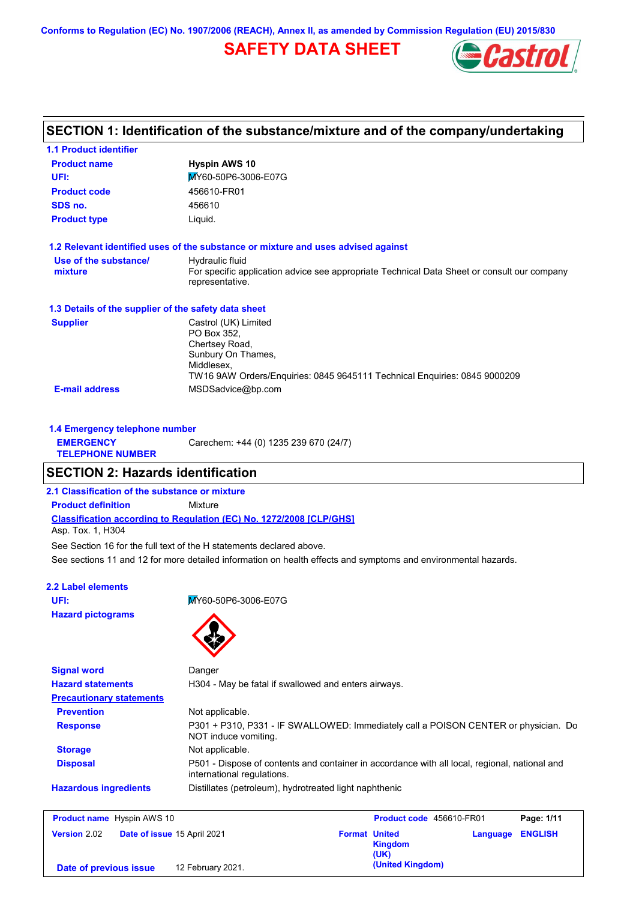Conforms to Regulation (EC) No. 1907/2006 (REACH), Annex II, as amended by Commission Regulation (EU) 2015/830

# SAFETY DATA SHEET

## SECTION 1: Identification of the substance/mixture and of the company/undertaking

### 1.1 Product identifier

| | |
|---|---|
| **Product name** | **Hyspin AWS 10** |
| **UFI:** | MY60-50P6-3006-E07G |
| **Product code** | 456610-FR01 |
| **SDS no.** | 456610 |
| **Product type** | Liquid. |

### 1.2 Relevant identified uses of the substance or mixture and uses advised against

| | |
|---|---|
| **Use of the substance/ mixture** | Hydraulic fluid<br>For specific application advice see appropriate Technical Data Sheet or consult our company representative. |

### 1.3 Details of the supplier of the safety data sheet

| | |
|---|---|
| **Supplier** | Castrol (UK) Limited<br>PO Box 352,<br>Chertsey Road,<br>Sunbury On Thames,<br>Middlesex,<br>TW16 9AW Orders/Enquiries: 0845 9645111 Technical Enquiries: 0845 9000209 |
| **E-mail address** | MSDSadvice@bp.com |

### 1.4 Emergency telephone number

| | |
|---|---|
| **EMERGENCY TELEPHONE NUMBER** | Carechem: +44 (0) 1235 239 670 (24/7) |

## SECTION 2: Hazards identification

### 2.1 Classification of the substance or mixture

**Product definition** Mixture

**Classification according to Regulation (EC) No. 1272/2008 [CLP/GHS]**

Asp. Tox. 1, H304

See Section 16 for the full text of the H statements declared above.

See sections 11 and 12 for more detailed information on health effects and symptoms and environmental hazards.

### 2.2 Label elements

| | |
|---|---|
| **UFI:** | MY60-50P6-3006-E07G |
| **Hazard pictograms** | |
| **Signal word** | Danger |
| **Hazard statements** | H304 - May be fatal if swallowed and enters airways. |

**Precautionary statements**

| | |
|---|---|
| **Prevention** | Not applicable. |
| **Response** | P301 + P310, P331 - IF SWALLOWED: Immediately call a POISON CENTER or physician. Do NOT induce vomiting. |
| **Storage** | Not applicable. |
| **Disposal** | P501 - Dispose of contents and container in accordance with all local, regional, national and international regulations. |
| **Hazardous ingredients** | Distillates (petroleum), hydrotreated light naphthenic |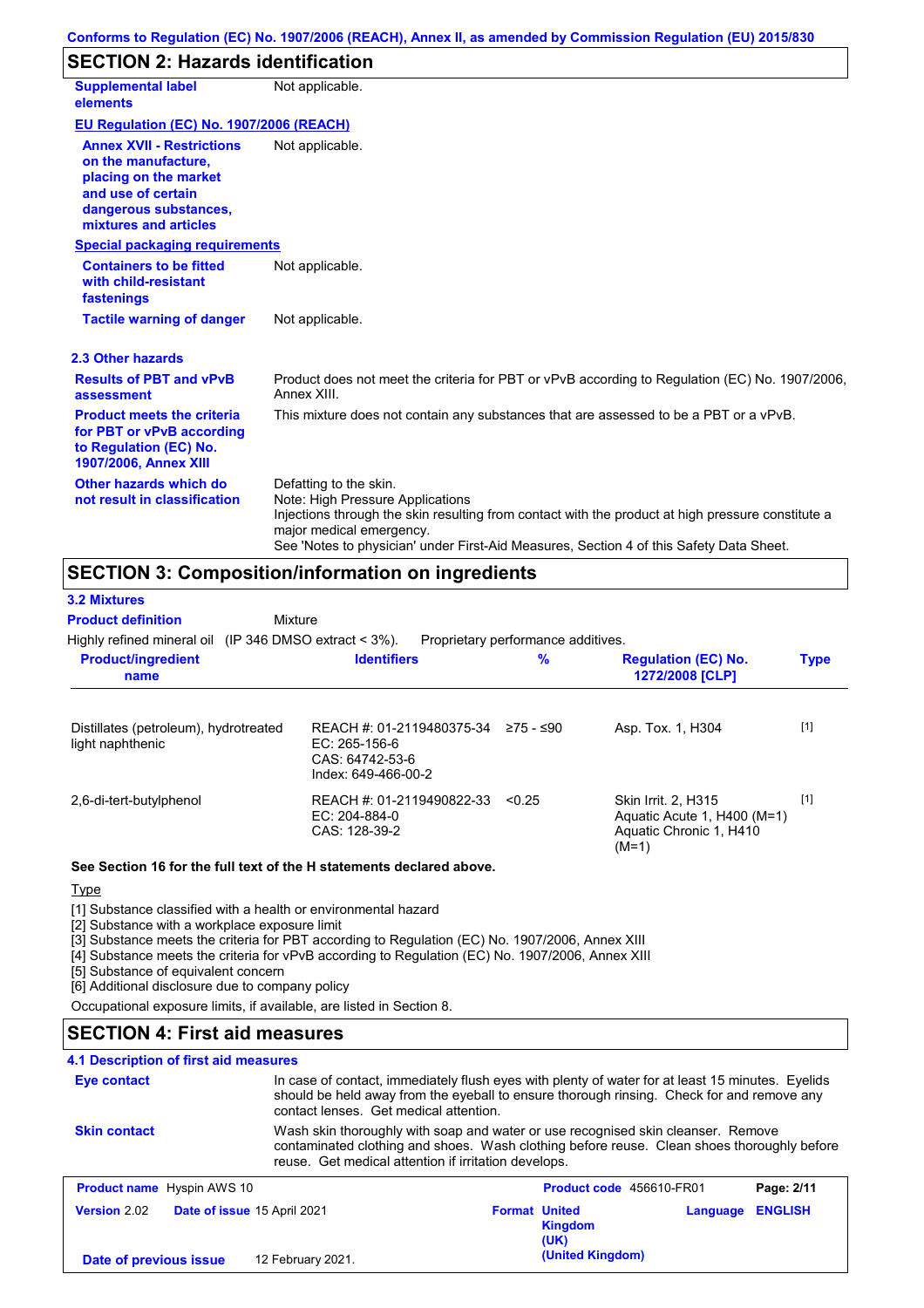## SECTION 2: Hazards identification

**Supplemental label elements** Not applicable.

**EU Regulation (EC) No. 1907/2006 (REACH)**

**Annex XVII - Restrictions on the manufacture, placing on the market and use of certain dangerous substances, mixtures and articles** Not applicable.

**Special packaging requirements**

**Containers to be fitted with child-resistant fastenings** Not applicable.

**Tactile warning of danger** Not applicable.

### 2.3 Other hazards

**Results of PBT and vPvB assessment** Product does not meet the criteria for PBT or vPvB according to Regulation (EC) No. 1907/2006, Annex XIII.

**Product meets the criteria for PBT or vPvB according to Regulation (EC) No. 1907/2006, Annex XIII** This mixture does not contain any substances that are assessed to be a PBT or a vPvB.

**Other hazards which do not result in classification** Defatting to the skin.
Note: High Pressure Applications
Injections through the skin resulting from contact with the product at high pressure constitute a major medical emergency.
See 'Notes to physician' under First-Aid Measures, Section 4 of this Safety Data Sheet.

## SECTION 3: Composition/information on ingredients

### 3.2 Mixtures

**Product definition** Mixture

Highly refined mineral oil (IP 346 DMSO extract < 3%). Proprietary performance additives.

| Product/ingredient name | Identifiers | % | Regulation (EC) No. 1272/2008 [CLP] | Type |
|---|---|---|---|---|
| Distillates (petroleum), hydrotreated light naphthenic | REACH #: 01-2119480375-34<br>EC: 265-156-6<br>CAS: 64742-53-6<br>Index: 649-466-00-2 | ≥75 - ≤90 | Asp. Tox. 1, H304 | [1] |
| 2,6-di-tert-butylphenol | REACH #: 01-2119490822-33<br>EC: 204-884-0<br>CAS: 128-39-2 | <0.25 | Skin Irrit. 2, H315<br>Aquatic Acute 1, H400 (M=1)<br>Aquatic Chronic 1, H410 (M=1) | [1] |

**See Section 16 for the full text of the H statements declared above.**

Type

[1] Substance classified with a health or environmental hazard
[2] Substance with a workplace exposure limit
[3] Substance meets the criteria for PBT according to Regulation (EC) No. 1907/2006, Annex XIII
[4] Substance meets the criteria for vPvB according to Regulation (EC) No. 1907/2006, Annex XIII
[5] Substance of equivalent concern
[6] Additional disclosure due to company policy

Occupational exposure limits, if available, are listed in Section 8.

## SECTION 4: First aid measures

### 4.1 Description of first aid measures

**Eye contact** In case of contact, immediately flush eyes with plenty of water for at least 15 minutes. Eyelids should be held away from the eyeball to ensure thorough rinsing. Check for and remove any contact lenses. Get medical attention.

**Skin contact** Wash skin thoroughly with soap and water or use recognised skin cleanser. Remove contaminated clothing and shoes. Wash clothing before reuse. Clean shoes thoroughly before reuse. Get medical attention if irritation develops.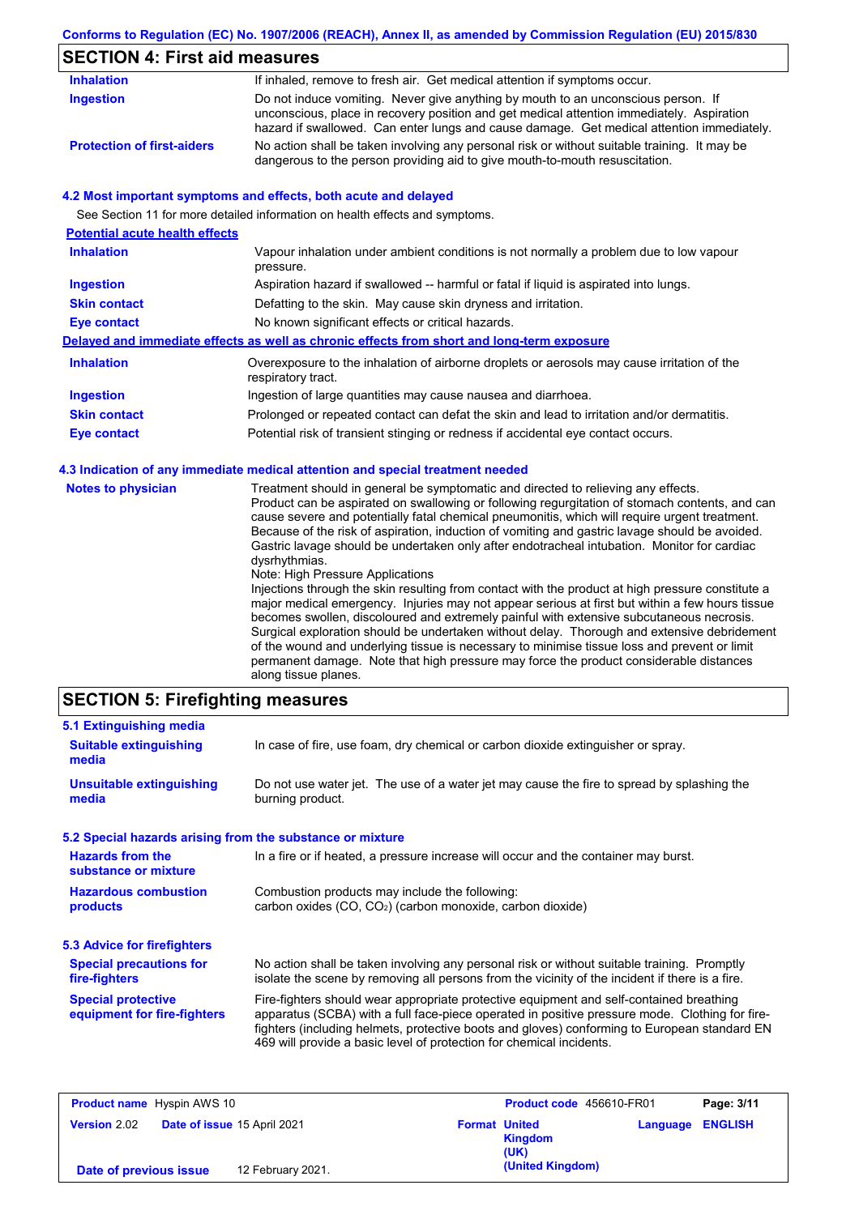## SECTION 4: First aid measures

| | |
|---|---|
| **Inhalation** | If inhaled, remove to fresh air. Get medical attention if symptoms occur. |
| **Ingestion** | Do not induce vomiting. Never give anything by mouth to an unconscious person. If unconscious, place in recovery position and get medical attention immediately. Aspiration hazard if swallowed. Can enter lungs and cause damage. Get medical attention immediately. |
| **Protection of first-aiders** | No action shall be taken involving any personal risk or without suitable training. It may be dangerous to the person providing aid to give mouth-to-mouth resuscitation. |

### 4.2 Most important symptoms and effects, both acute and delayed

See Section 11 for more detailed information on health effects and symptoms.

**Potential acute health effects**

| | |
|---|---|
| **Inhalation** | Vapour inhalation under ambient conditions is not normally a problem due to low vapour pressure. |
| **Ingestion** | Aspiration hazard if swallowed -- harmful or fatal if liquid is aspirated into lungs. |
| **Skin contact** | Defatting to the skin. May cause skin dryness and irritation. |
| **Eye contact** | No known significant effects or critical hazards. |

**Delayed and immediate effects as well as chronic effects from short and long-term exposure**

| | |
|---|---|
| **Inhalation** | Overexposure to the inhalation of airborne droplets or aerosols may cause irritation of the respiratory tract. |
| **Ingestion** | Ingestion of large quantities may cause nausea and diarrhoea. |
| **Skin contact** | Prolonged or repeated contact can defat the skin and lead to irritation and/or dermatitis. |
| **Eye contact** | Potential risk of transient stinging or redness if accidental eye contact occurs. |

### 4.3 Indication of any immediate medical attention and special treatment needed

**Notes to physician**

Treatment should in general be symptomatic and directed to relieving any effects. Product can be aspirated on swallowing or following regurgitation of stomach contents, and can cause severe and potentially fatal chemical pneumonitis, which will require urgent treatment. Because of the risk of aspiration, induction of vomiting and gastric lavage should be avoided. Gastric lavage should be undertaken only after endotracheal intubation. Monitor for cardiac dysrhythmias.
Note: High Pressure Applications
Injections through the skin resulting from contact with the product at high pressure constitute a major medical emergency. Injuries may not appear serious at first but within a few hours tissue becomes swollen, discoloured and extremely painful with extensive subcutaneous necrosis. Surgical exploration should be undertaken without delay. Thorough and extensive debridement of the wound and underlying tissue is necessary to minimise tissue loss and prevent or limit permanent damage. Note that high pressure may force the product considerable distances along tissue planes.

## SECTION 5: Firefighting measures

### 5.1 Extinguishing media

| | |
|---|---|
| **Suitable extinguishing media** | In case of fire, use foam, dry chemical or carbon dioxide extinguisher or spray. |
| **Unsuitable extinguishing media** | Do not use water jet. The use of a water jet may cause the fire to spread by splashing the burning product. |

### 5.2 Special hazards arising from the substance or mixture

| | |
|---|---|
| **Hazards from the substance or mixture** | In a fire or if heated, a pressure increase will occur and the container may burst. |
| **Hazardous combustion products** | Combustion products may include the following: carbon oxides (CO, $CO_2$) (carbon monoxide, carbon dioxide) |

### 5.3 Advice for firefighters

| | |
|---|---|
| **Special precautions for fire-fighters** | No action shall be taken involving any personal risk or without suitable training. Promptly isolate the scene by removing all persons from the vicinity of the incident if there is a fire. |
| **Special protective equipment for fire-fighters** | Fire-fighters should wear appropriate protective equipment and self-contained breathing apparatus (SCBA) with a full face-piece operated in positive pressure mode. Clothing for fire-fighters (including helmets, protective boots and gloves) conforming to European standard EN 469 will provide a basic level of protection for chemical incidents. |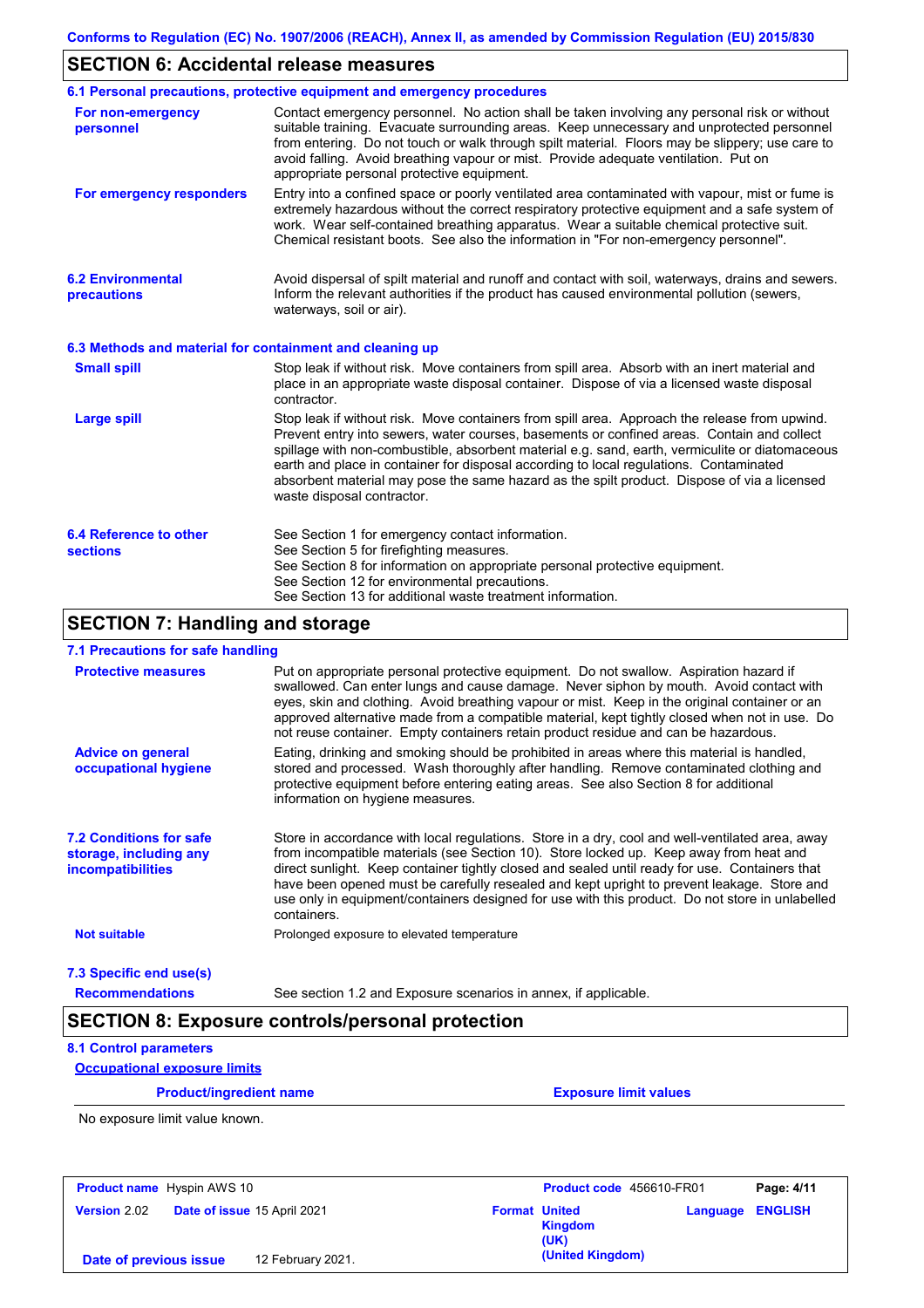## SECTION 6: Accidental release measures

### 6.1 Personal precautions, protective equipment and emergency procedures

**For non-emergency personnel**

Contact emergency personnel. No action shall be taken involving any personal risk or without suitable training. Evacuate surrounding areas. Keep unnecessary and unprotected personnel from entering. Do not touch or walk through spilt material. Floors may be slippery; use care to avoid falling. Avoid breathing vapour or mist. Provide adequate ventilation. Put on appropriate personal protective equipment.

**For emergency responders**

Entry into a confined space or poorly ventilated area contaminated with vapour, mist or fume is extremely hazardous without the correct respiratory protective equipment and a safe system of work. Wear self-contained breathing apparatus. Wear a suitable chemical protective suit. Chemical resistant boots. See also the information in "For non-emergency personnel".

### 6.2 Environmental precautions

Avoid dispersal of spilt material and runoff and contact with soil, waterways, drains and sewers. Inform the relevant authorities if the product has caused environmental pollution (sewers, waterways, soil or air).

### 6.3 Methods and material for containment and cleaning up

**Small spill**

Stop leak if without risk. Move containers from spill area. Absorb with an inert material and place in an appropriate waste disposal container. Dispose of via a licensed waste disposal contractor.

**Large spill**

Stop leak if without risk. Move containers from spill area. Approach the release from upwind. Prevent entry into sewers, water courses, basements or confined areas. Contain and collect spillage with non-combustible, absorbent material e.g. sand, earth, vermiculite or diatomaceous earth and place in container for disposal according to local regulations. Contaminated absorbent material may pose the same hazard as the spilt product. Dispose of via a licensed waste disposal contractor.

### 6.4 Reference to other sections

See Section 1 for emergency contact information.
See Section 5 for firefighting measures.
See Section 8 for information on appropriate personal protective equipment.
See Section 12 for environmental precautions.
See Section 13 for additional waste treatment information.

## SECTION 7: Handling and storage

### 7.1 Precautions for safe handling

**Protective measures**

Put on appropriate personal protective equipment. Do not swallow. Aspiration hazard if swallowed. Can enter lungs and cause damage. Never siphon by mouth. Avoid contact with eyes, skin and clothing. Avoid breathing vapour or mist. Keep in the original container or an approved alternative made from a compatible material, kept tightly closed when not in use. Do not reuse container. Empty containers retain product residue and can be hazardous.

**Advice on general occupational hygiene**

Eating, drinking and smoking should be prohibited in areas where this material is handled, stored and processed. Wash thoroughly after handling. Remove contaminated clothing and protective equipment before entering eating areas. See also Section 8 for additional information on hygiene measures.

### 7.2 Conditions for safe storage, including any incompatibilities

Store in accordance with local regulations. Store in a dry, cool and well-ventilated area, away from incompatible materials (see Section 10). Store locked up. Keep away from heat and direct sunlight. Keep container tightly closed and sealed until ready for use. Containers that have been opened must be carefully resealed and kept upright to prevent leakage. Store and use only in equipment/containers designed for use with this product. Do not store in unlabelled containers.

**Not suitable**

Prolonged exposure to elevated temperature

### 7.3 Specific end use(s)

**Recommendations**

See section 1.2 and Exposure scenarios in annex, if applicable.

## SECTION 8: Exposure controls/personal protection

### 8.1 Control parameters

**Occupational exposure limits**

| Product/ingredient name | Exposure limit values |
| --- | --- |

No exposure limit value known.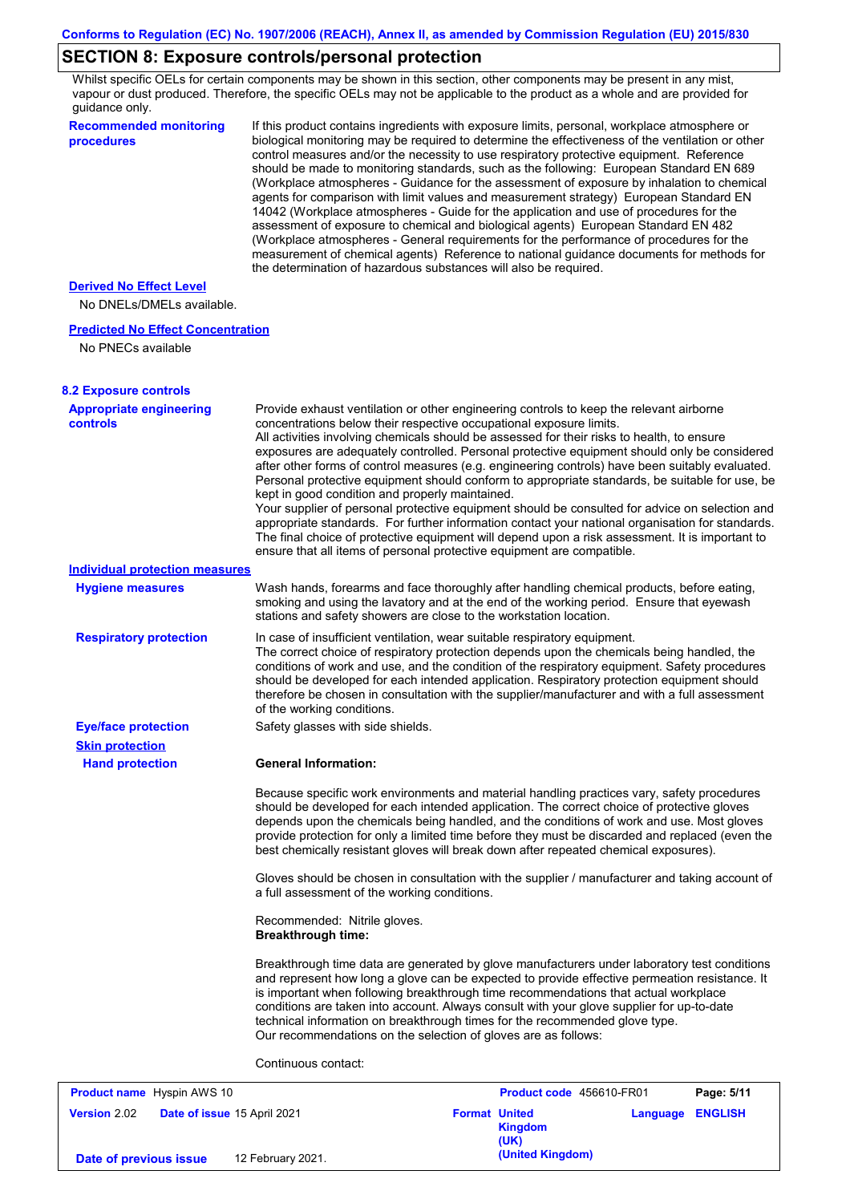## SECTION 8: Exposure controls/personal protection

Whilst specific OELs for certain components may be shown in this section, other components may be present in any mist, vapour or dust produced. Therefore, the specific OELs may not be applicable to the product as a whole and are provided for guidance only.

**Recommended monitoring procedures**

If this product contains ingredients with exposure limits, personal, workplace atmosphere or biological monitoring may be required to determine the effectiveness of the ventilation or other control measures and/or the necessity to use respiratory protective equipment. Reference should be made to monitoring standards, such as the following: European Standard EN 689 (Workplace atmospheres - Guidance for the assessment of exposure by inhalation to chemical agents for comparison with limit values and measurement strategy) European Standard EN 14042 (Workplace atmospheres - Guide for the application and use of procedures for the assessment of exposure to chemical and biological agents) European Standard EN 482 (Workplace atmospheres - General requirements for the performance of procedures for the measurement of chemical agents) Reference to national guidance documents for methods for the determination of hazardous substances will also be required.

**Derived No Effect Level**

No DNELs/DMELs available.

**Predicted No Effect Concentration**

No PNECs available

### 8.2 Exposure controls

**Appropriate engineering controls**

Provide exhaust ventilation or other engineering controls to keep the relevant airborne concentrations below their respective occupational exposure limits.
All activities involving chemicals should be assessed for their risks to health, to ensure exposures are adequately controlled. Personal protective equipment should only be considered after other forms of control measures (e.g. engineering controls) have been suitably evaluated. Personal protective equipment should conform to appropriate standards, be suitable for use, be kept in good condition and properly maintained.
Your supplier of personal protective equipment should be consulted for advice on selection and appropriate standards. For further information contact your national organisation for standards. The final choice of protective equipment will depend upon a risk assessment. It is important to ensure that all items of personal protective equipment are compatible.

**Individual protection measures**

**Hygiene measures**

Wash hands, forearms and face thoroughly after handling chemical products, before eating, smoking and using the lavatory and at the end of the working period. Ensure that eyewash stations and safety showers are close to the workstation location.

**Respiratory protection**

In case of insufficient ventilation, wear suitable respiratory equipment.
The correct choice of respiratory protection depends upon the chemicals being handled, the conditions of work and use, and the condition of the respiratory equipment. Safety procedures should be developed for each intended application. Respiratory protection equipment should therefore be chosen in consultation with the supplier/manufacturer and with a full assessment of the working conditions.

**Eye/face protection**

Safety glasses with side shields.

**Skin protection**

**Hand protection**

**General Information:**

Because specific work environments and material handling practices vary, safety procedures should be developed for each intended application. The correct choice of protective gloves depends upon the chemicals being handled, and the conditions of work and use. Most gloves provide protection for only a limited time before they must be discarded and replaced (even the best chemically resistant gloves will break down after repeated chemical exposures).

Gloves should be chosen in consultation with the supplier / manufacturer and taking account of a full assessment of the working conditions.

Recommended: Nitrile gloves.
**Breakthrough time:**

Breakthrough time data are generated by glove manufacturers under laboratory test conditions and represent how long a glove can be expected to provide effective permeation resistance. It is important when following breakthrough time recommendations that actual workplace conditions are taken into account. Always consult with your glove supplier for up-to-date technical information on breakthrough times for the recommended glove type.
Our recommendations on the selection of gloves are as follows:

Continuous contact: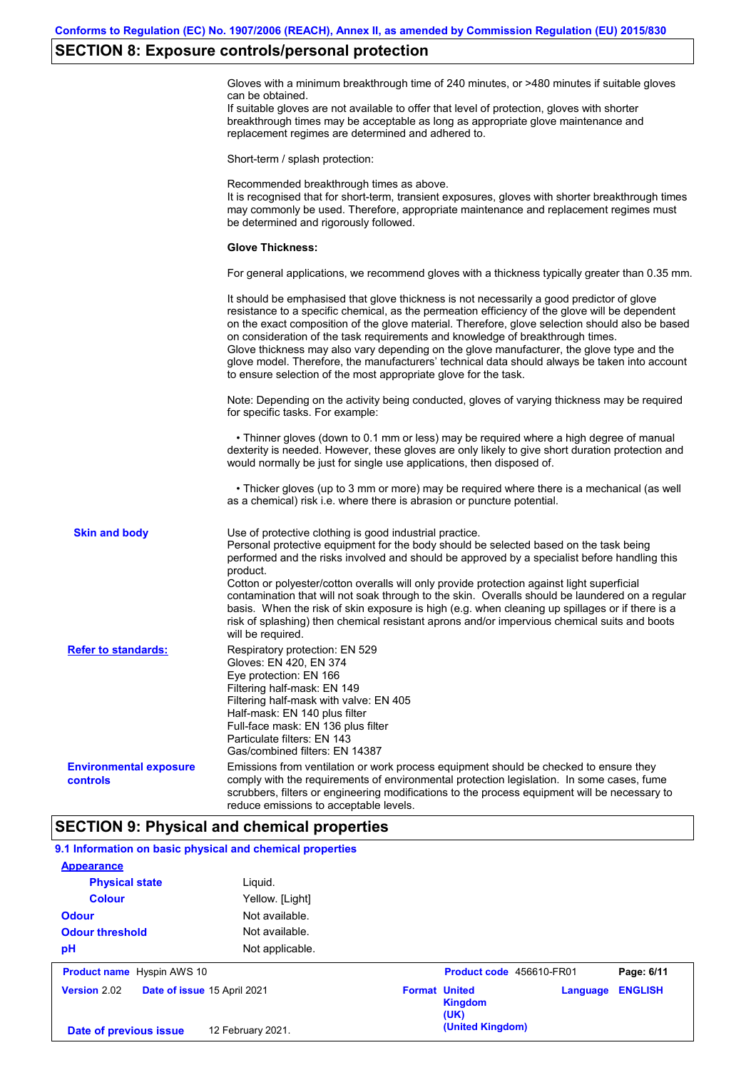## SECTION 8: Exposure controls/personal protection

Gloves with a minimum breakthrough time of 240 minutes, or >480 minutes if suitable gloves can be obtained.
If suitable gloves are not available to offer that level of protection, gloves with shorter breakthrough times may be acceptable as long as appropriate glove maintenance and replacement regimes are determined and adhered to.

Short-term / splash protection:

Recommended breakthrough times as above.
It is recognised that for short-term, transient exposures, gloves with shorter breakthrough times may commonly be used. Therefore, appropriate maintenance and replacement regimes must be determined and rigorously followed.

**Glove Thickness:**

For general applications, we recommend gloves with a thickness typically greater than 0.35 mm.

It should be emphasised that glove thickness is not necessarily a good predictor of glove resistance to a specific chemical, as the permeation efficiency of the glove will be dependent on the exact composition of the glove material. Therefore, glove selection should also be based on consideration of the task requirements and knowledge of breakthrough times.
Glove thickness may also vary depending on the glove manufacturer, the glove type and the glove model. Therefore, the manufacturers' technical data should always be taken into account to ensure selection of the most appropriate glove for the task.

Note: Depending on the activity being conducted, gloves of varying thickness may be required for specific tasks. For example:

• Thinner gloves (down to 0.1 mm or less) may be required where a high degree of manual dexterity is needed. However, these gloves are only likely to give short duration protection and would normally be just for single use applications, then disposed of.

• Thicker gloves (up to 3 mm or more) may be required where there is a mechanical (as well as a chemical) risk i.e. where there is abrasion or puncture potential.

**Skin and body**

Use of protective clothing is good industrial practice.
Personal protective equipment for the body should be selected based on the task being performed and the risks involved and should be approved by a specialist before handling this product.
Cotton or polyester/cotton overalls will only provide protection against light superficial contamination that will not soak through to the skin. Overalls should be laundered on a regular basis. When the risk of skin exposure is high (e.g. when cleaning up spillages or if there is a risk of splashing) then chemical resistant aprons and/or impervious chemical suits and boots will be required.

**Refer to standards:**

Respiratory protection: EN 529
Gloves: EN 420, EN 374
Eye protection: EN 166
Filtering half-mask: EN 149
Filtering half-mask with valve: EN 405
Half-mask: EN 140 plus filter
Full-face mask: EN 136 plus filter
Particulate filters: EN 143
Gas/combined filters: EN 14387

**Environmental exposure controls**

Emissions from ventilation or work process equipment should be checked to ensure they comply with the requirements of environmental protection legislation. In some cases, fume scrubbers, filters or engineering modifications to the process equipment will be necessary to reduce emissions to acceptable levels.

## SECTION 9: Physical and chemical properties

### 9.1 Information on basic physical and chemical properties

**Appearance**

| | |
|---|---|
| **Physical state** | Liquid. |
| **Colour** | Yellow. [Light] |
| **Odour** | Not available. |
| **Odour threshold** | Not available. |
| **pH** | Not applicable. |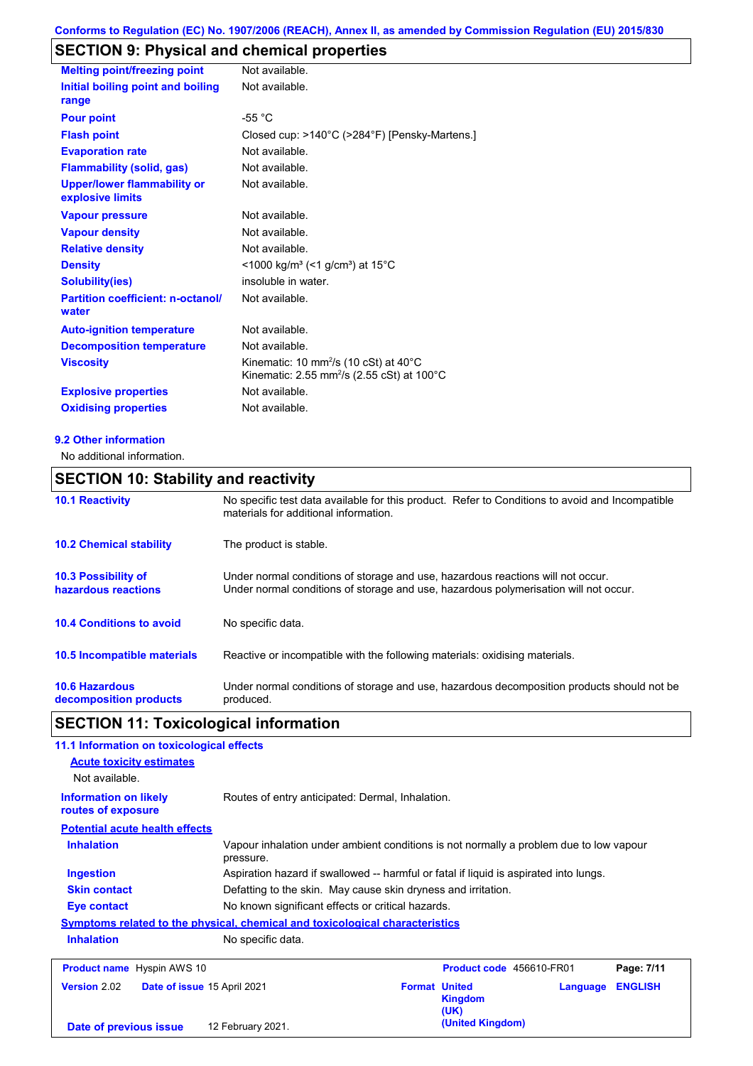Conforms to Regulation (EC) No. 1907/2006 (REACH), Annex II, as amended by Commission Regulation (EU) 2015/830

## SECTION 9: Physical and chemical properties

| | |
|---|---|
| **Melting point/freezing point** | Not available. |
| **Initial boiling point and boiling range** | Not available. |
| **Pour point** | -55 °C |
| **Flash point** | Closed cup: >140°C (>284°F) [Pensky-Martens.] |
| **Evaporation rate** | Not available. |
| **Flammability (solid, gas)** | Not available. |
| **Upper/lower flammability or explosive limits** | Not available. |
| **Vapour pressure** | Not available. |
| **Vapour density** | Not available. |
| **Relative density** | Not available. |
| **Density** | <1000 kg/m³ (<1 g/cm³) at 15°C |
| **Solubility(ies)** | insoluble in water. |
| **Partition coefficient: n-octanol/ water** | Not available. |
| **Auto-ignition temperature** | Not available. |
| **Decomposition temperature** | Not available. |
| **Viscosity** | Kinematic: 10 mm²/s (10 cSt) at 40°C<br>Kinematic: 2.55 mm²/s (2.55 cSt) at 100°C |
| **Explosive properties** | Not available. |
| **Oxidising properties** | Not available. |

### 9.2 Other information

No additional information.

## SECTION 10: Stability and reactivity

| | |
|---|---|
| **10.1 Reactivity** | No specific test data available for this product. Refer to Conditions to avoid and Incompatible materials for additional information. |
| **10.2 Chemical stability** | The product is stable. |
| **10.3 Possibility of hazardous reactions** | Under normal conditions of storage and use, hazardous reactions will not occur.<br>Under normal conditions of storage and use, hazardous polymerisation will not occur. |
| **10.4 Conditions to avoid** | No specific data. |
| **10.5 Incompatible materials** | Reactive or incompatible with the following materials: oxidising materials. |
| **10.6 Hazardous decomposition products** | Under normal conditions of storage and use, hazardous decomposition products should not be produced. |

## SECTION 11: Toxicological information

### 11.1 Information on toxicological effects

**Acute toxicity estimates**

Not available.

| | |
|---|---|
| **Information on likely routes of exposure** | Routes of entry anticipated: Dermal, Inhalation. |

**Potential acute health effects**

| | |
|---|---|
| **Inhalation** | Vapour inhalation under ambient conditions is not normally a problem due to low vapour pressure. |
| **Ingestion** | Aspiration hazard if swallowed -- harmful or fatal if liquid is aspirated into lungs. |
| **Skin contact** | Defatting to the skin. May cause skin dryness and irritation. |
| **Eye contact** | No known significant effects or critical hazards. |

**Symptoms related to the physical, chemical and toxicological characteristics**

| | |
|---|---|
| **Inhalation** | No specific data. |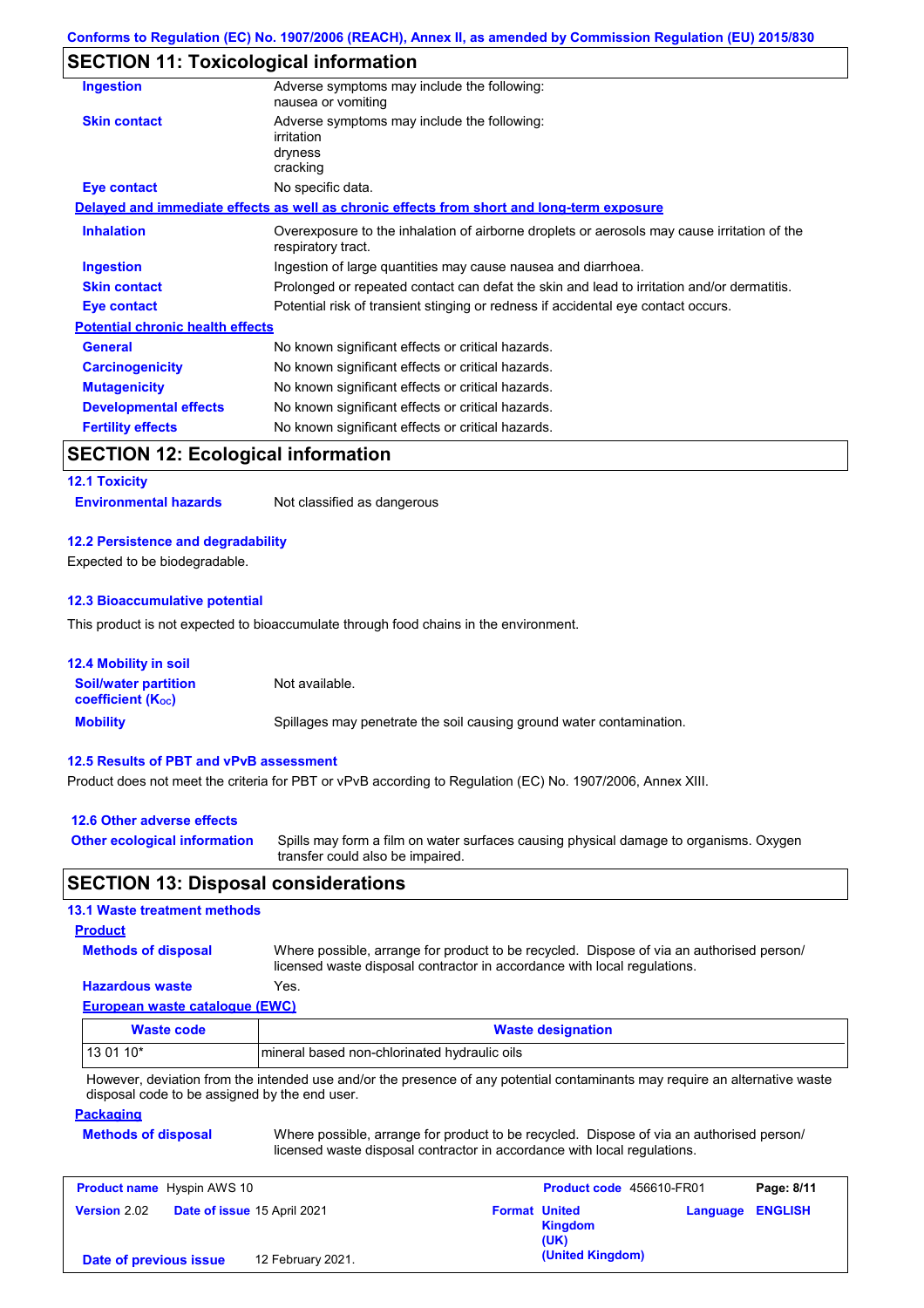## SECTION 11: Toxicological information

| | |
|---|---|
| **Ingestion** | Adverse symptoms may include the following: nausea or vomiting |
| **Skin contact** | Adverse symptoms may include the following: irritation dryness cracking |
| **Eye contact** | No specific data. |

**Delayed and immediate effects as well as chronic effects from short and long-term exposure**

| | |
|---|---|
| **Inhalation** | Overexposure to the inhalation of airborne droplets or aerosols may cause irritation of the respiratory tract. |
| **Ingestion** | Ingestion of large quantities may cause nausea and diarrhoea. |
| **Skin contact** | Prolonged or repeated contact can defat the skin and lead to irritation and/or dermatitis. |
| **Eye contact** | Potential risk of transient stinging or redness if accidental eye contact occurs. |

**Potential chronic health effects**

| | |
|---|---|
| **General** | No known significant effects or critical hazards. |
| **Carcinogenicity** | No known significant effects or critical hazards. |
| **Mutagenicity** | No known significant effects or critical hazards. |
| **Developmental effects** | No known significant effects or critical hazards. |
| **Fertility effects** | No known significant effects or critical hazards. |

## SECTION 12: Ecological information

### 12.1 Toxicity

**Environmental hazards** Not classified as dangerous

### 12.2 Persistence and degradability

Expected to be biodegradable.

### 12.3 Bioaccumulative potential

This product is not expected to bioaccumulate through food chains in the environment.

### 12.4 Mobility in soil

| | |
|---|---|
| **Soil/water partition coefficient ($K_{OC}$)** | Not available. |
| **Mobility** | Spillages may penetrate the soil causing ground water contamination. |

### 12.5 Results of PBT and vPvB assessment

Product does not meet the criteria for PBT or vPvB according to Regulation (EC) No. 1907/2006, Annex XIII.

### 12.6 Other adverse effects

**Other ecological information** Spills may form a film on water surfaces causing physical damage to organisms. Oxygen transfer could also be impaired.

## SECTION 13: Disposal considerations

### 13.1 Waste treatment methods

**Product**

**Methods of disposal** Where possible, arrange for product to be recycled. Dispose of via an authorised person/ licensed waste disposal contractor in accordance with local regulations.

**Hazardous waste** Yes.

**European waste catalogue (EWC)**

| Waste code | Waste designation |
|---|---|
| 13 01 10* | mineral based non-chlorinated hydraulic oils |

However, deviation from the intended use and/or the presence of any potential contaminants may require an alternative waste disposal code to be assigned by the end user.

**Packaging**

**Methods of disposal** Where possible, arrange for product to be recycled. Dispose of via an authorised person/ licensed waste disposal contractor in accordance with local regulations.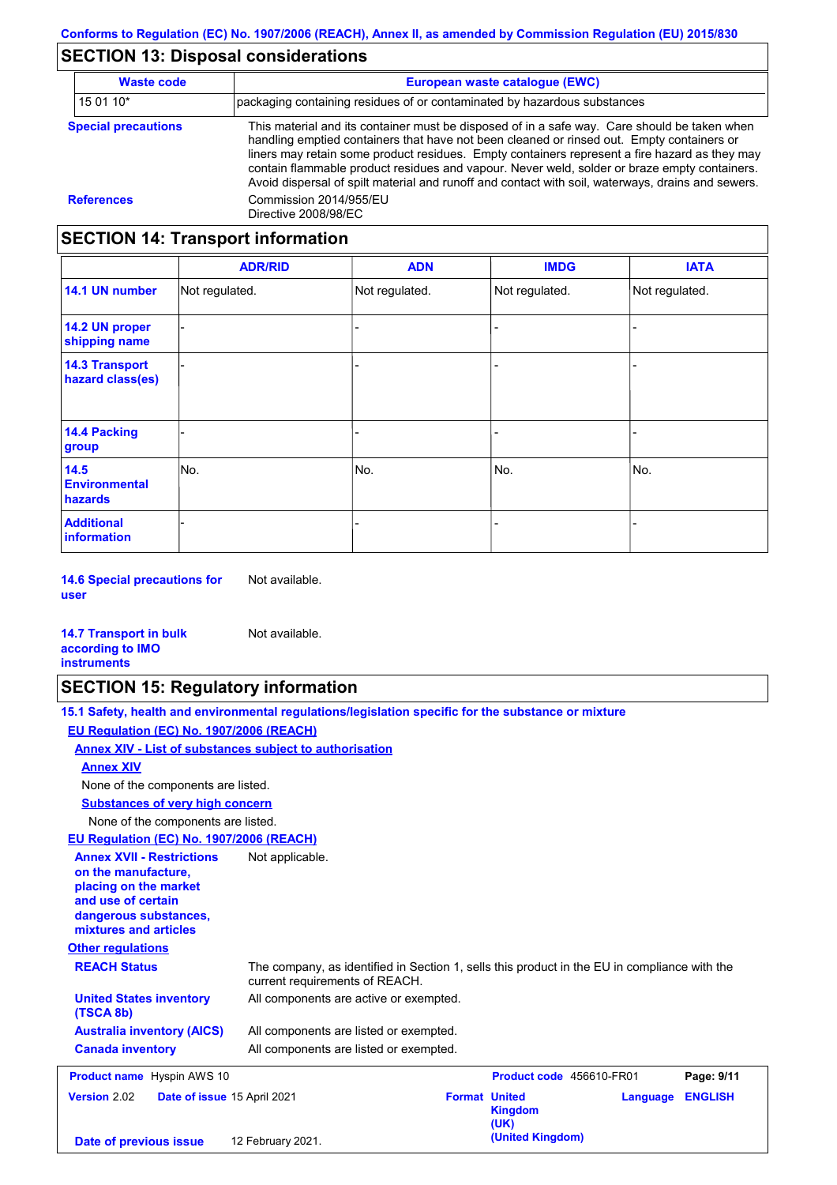## SECTION 13: Disposal considerations

| Waste code | European waste catalogue (EWC) |
|---|---|
| 15 01 10* | packaging containing residues of or contaminated by hazardous substances |

**Special precautions**

This material and its container must be disposed of in a safe way. Care should be taken when handling emptied containers that have not been cleaned or rinsed out. Empty containers or liners may retain some product residues. Empty containers represent a fire hazard as they may contain flammable product residues and vapour. Never weld, solder or braze empty containers. Avoid dispersal of spilt material and runoff and contact with soil, waterways, drains and sewers.

**References**

Commission 2014/955/EU
Directive 2008/98/EC

## SECTION 14: Transport information

| | ADR/RID | ADN | IMDG | IATA |
|---|---|---|---|---|
| **14.1 UN number** | Not regulated. | Not regulated. | Not regulated. | Not regulated. |
| **14.2 UN proper shipping name** | - | - | - | - |
| **14.3 Transport hazard class(es)** | - | - | - | - |
| **14.4 Packing group** | - | - | - | - |
| **14.5 Environmental hazards** | No. | No. | No. | No. |
| **Additional information** | - | - | - | - |

**14.6 Special precautions for user** Not available.

**14.7 Transport in bulk according to IMO instruments** Not available.

## SECTION 15: Regulatory information

**15.1 Safety, health and environmental regulations/legislation specific for the substance or mixture**

**EU Regulation (EC) No. 1907/2006 (REACH)**

**Annex XIV - List of substances subject to authorisation**

**Annex XIV**

None of the components are listed.

**Substances of very high concern**

None of the components are listed.

**EU Regulation (EC) No. 1907/2006 (REACH)**

**Annex XVII - Restrictions on the manufacture, placing on the market and use of certain dangerous substances, mixtures and articles** Not applicable.

**Other regulations**

**REACH Status** The company, as identified in Section 1, sells this product in the EU in compliance with the current requirements of REACH.

**United States inventory (TSCA 8b)** All components are active or exempted.

**Australia inventory (AICS)** All components are listed or exempted.

**Canada inventory** All components are listed or exempted.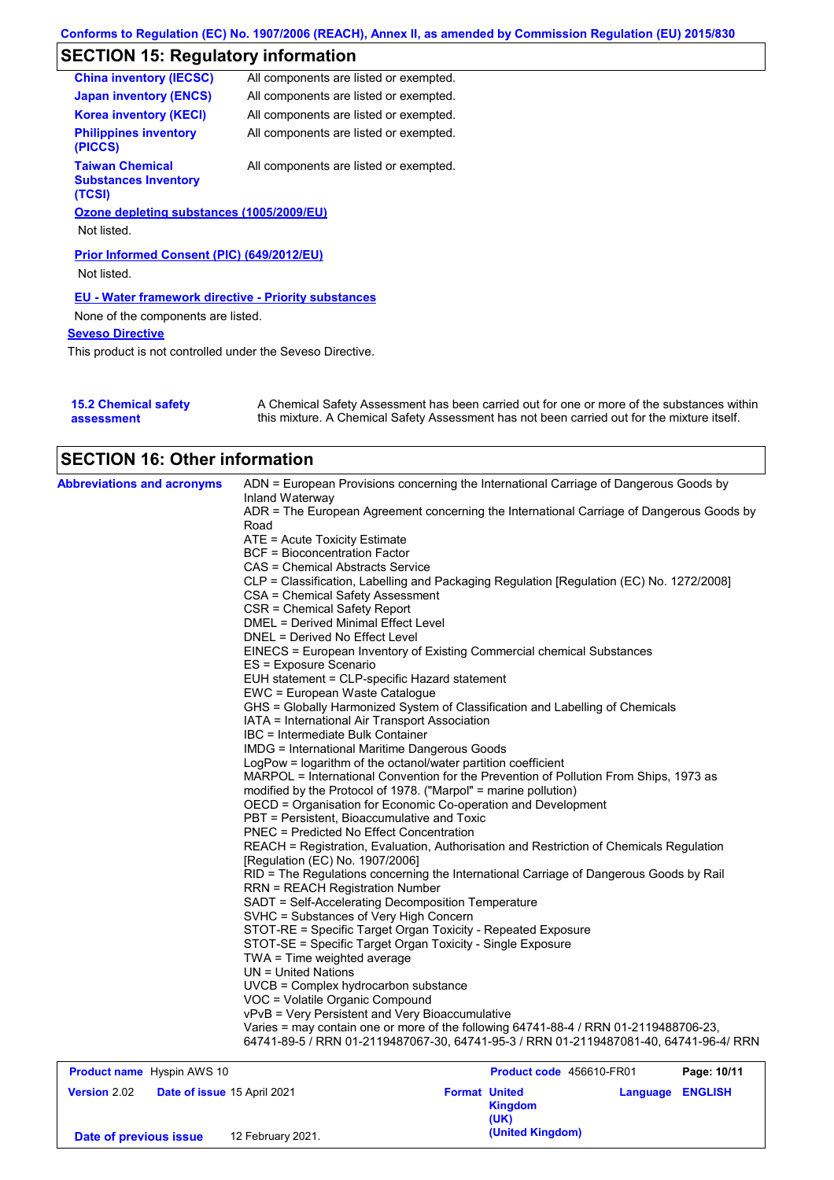## SECTION 15: Regulatory information

| | |
|---|---|
| **China inventory (IECSC)** | All components are listed or exempted. |
| **Japan inventory (ENCS)** | All components are listed or exempted. |
| **Korea inventory (KECI)** | All components are listed or exempted. |
| **Philippines inventory (PICCS)** | All components are listed or exempted. |
| **Taiwan Chemical Substances Inventory (TCSI)** | All components are listed or exempted. |

**Ozone depleting substances (1005/2009/EU)**

Not listed.

**Prior Informed Consent (PIC) (649/2012/EU)**

Not listed.

**EU - Water framework directive - Priority substances**

None of the components are listed.

**Seveso Directive**

This product is not controlled under the Seveso Directive.

**15.2 Chemical safety assessment**

A Chemical Safety Assessment has been carried out for one or more of the substances within this mixture. A Chemical Safety Assessment has not been carried out for the mixture itself.

## SECTION 16: Other information

**Abbreviations and acronyms**

ADN = European Provisions concerning the International Carriage of Dangerous Goods by Inland Waterway
ADR = The European Agreement concerning the International Carriage of Dangerous Goods by Road
ATE = Acute Toxicity Estimate
BCF = Bioconcentration Factor
CAS = Chemical Abstracts Service
CLP = Classification, Labelling and Packaging Regulation [Regulation (EC) No. 1272/2008]
CSA = Chemical Safety Assessment
CSR = Chemical Safety Report
DMEL = Derived Minimal Effect Level
DNEL = Derived No Effect Level
EINECS = European Inventory of Existing Commercial chemical Substances
ES = Exposure Scenario
EUH statement = CLP-specific Hazard statement
EWC = European Waste Catalogue
GHS = Globally Harmonized System of Classification and Labelling of Chemicals
IATA = International Air Transport Association
IBC = Intermediate Bulk Container
IMDG = International Maritime Dangerous Goods
LogPow = logarithm of the octanol/water partition coefficient
MARPOL = International Convention for the Prevention of Pollution From Ships, 1973 as modified by the Protocol of 1978. ("Marpol" = marine pollution)
OECD = Organisation for Economic Co-operation and Development
PBT = Persistent, Bioaccumulative and Toxic
PNEC = Predicted No Effect Concentration
REACH = Registration, Evaluation, Authorisation and Restriction of Chemicals Regulation [Regulation (EC) No. 1907/2006]
RID = The Regulations concerning the International Carriage of Dangerous Goods by Rail
RRN = REACH Registration Number
SADT = Self-Accelerating Decomposition Temperature
SVHC = Substances of Very High Concern
STOT-RE = Specific Target Organ Toxicity - Repeated Exposure
STOT-SE = Specific Target Organ Toxicity - Single Exposure
TWA = Time weighted average
UN = United Nations
UVCB = Complex hydrocarbon substance
VOC = Volatile Organic Compound
vPvB = Very Persistent and Very Bioaccumulative
Varies = may contain one or more of the following 64741-88-4 / RRN 01-2119488706-23, 64741-89-5 / RRN 01-2119487067-30, 64741-95-3 / RRN 01-2119487081-40, 64741-96-4/ RRN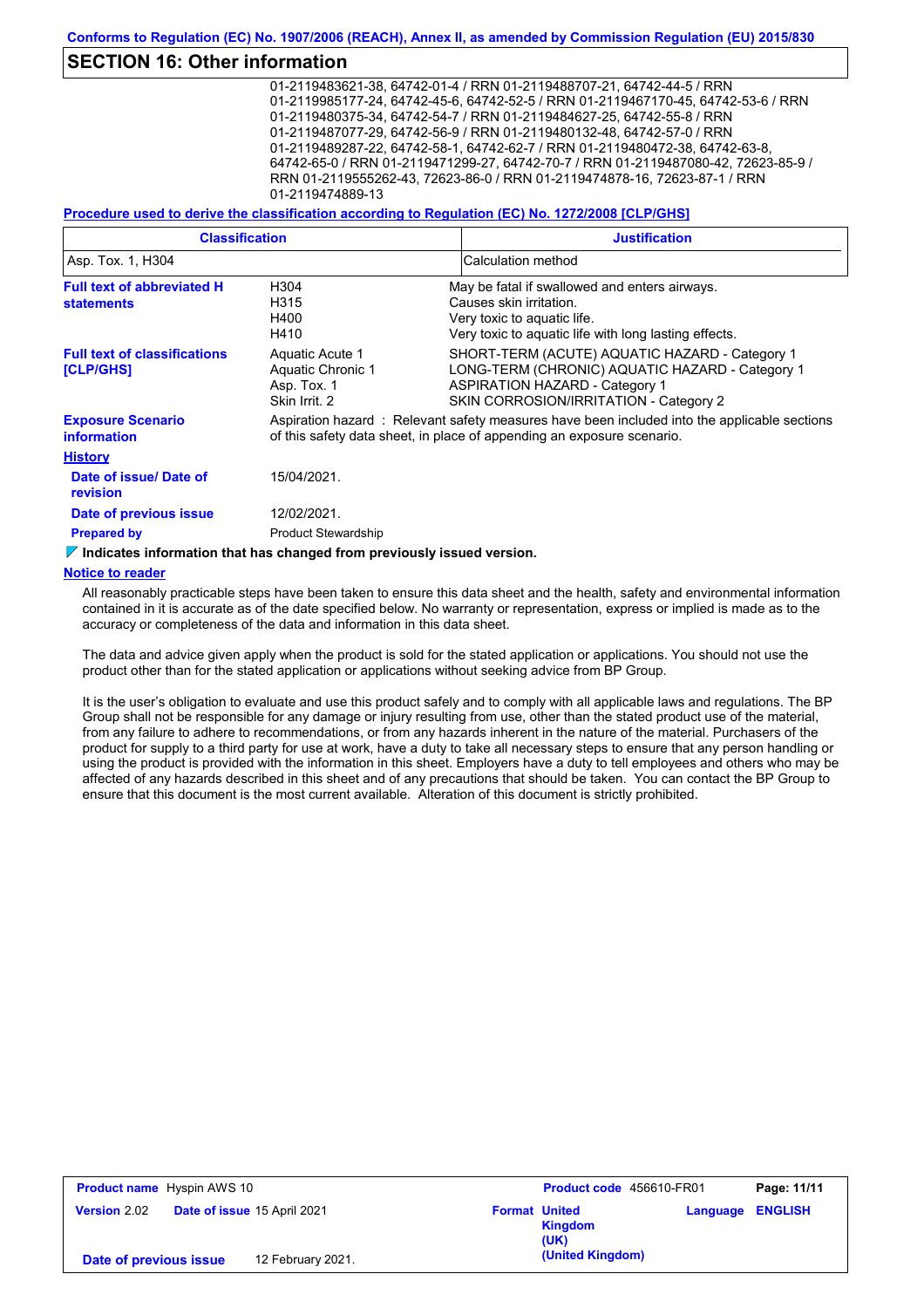## SECTION 16: Other information

01-2119483621-38, 64742-01-4 / RRN 01-2119488707-21, 64742-44-5 / RRN 01-2119985177-24, 64742-45-6, 64742-52-5 / RRN 01-2119467170-45, 64742-53-6 / RRN 01-2119480375-34, 64742-54-7 / RRN 01-2119484627-25, 64742-55-8 / RRN 01-2119487077-29, 64742-56-9 / RRN 01-2119480132-48, 64742-57-0 / RRN 01-2119489287-22, 64742-58-1, 64742-62-7 / RRN 01-2119480472-38, 64742-63-8, 64742-65-0 / RRN 01-2119471299-27, 64742-70-7 / RRN 01-2119487080-42, 72623-85-9 / RRN 01-2119555262-43, 72623-86-0 / RRN 01-2119474878-16, 72623-87-1 / RRN 01-2119474889-13

**Procedure used to derive the classification according to Regulation (EC) No. 1272/2008 [CLP/GHS]**

| Classification | Justification |
|---|---|
| Asp. Tox. 1, H304 | Calculation method |

**Full text of abbreviated H statements**

| | |
|---|---|
| H304 | May be fatal if swallowed and enters airways. |
| H315 | Causes skin irritation. |
| H400 | Very toxic to aquatic life. |
| H410 | Very toxic to aquatic life with long lasting effects. |

**Full text of classifications [CLP/GHS]**

| | |
|---|---|
| Aquatic Acute 1 | SHORT-TERM (ACUTE) AQUATIC HAZARD - Category 1 |
| Aquatic Chronic 1 | LONG-TERM (CHRONIC) AQUATIC HAZARD - Category 1 |
| Asp. Tox. 1 | ASPIRATION HAZARD - Category 1 |
| Skin Irrit. 2 | SKIN CORROSION/IRRITATION - Category 2 |

**Exposure Scenario information**: Aspiration hazard : Relevant safety measures have been included into the applicable sections of this safety data sheet, in place of appending an exposure scenario.

**History**

**Date of issue/ Date of revision**: 15/04/2021.

**Date of previous issue**: 12/02/2021.

**Prepared by**: Product Stewardship

**Indicates information that has changed from previously issued version.**

**Notice to reader**

All reasonably practicable steps have been taken to ensure this data sheet and the health, safety and environmental information contained in it is accurate as of the date specified below. No warranty or representation, express or implied is made as to the accuracy or completeness of the data and information in this data sheet.

The data and advice given apply when the product is sold for the stated application or applications. You should not use the product other than for the stated application or applications without seeking advice from BP Group.

It is the user's obligation to evaluate and use this product safely and to comply with all applicable laws and regulations. The BP Group shall not be responsible for any damage or injury resulting from use, other than the stated product use of the material, from any failure to adhere to recommendations, or from any hazards inherent in the nature of the material. Purchasers of the product for supply to a third party for use at work, have a duty to take all necessary steps to ensure that any person handling or using the product is provided with the information in this sheet. Employers have a duty to tell employees and others who may be affected of any hazards described in this sheet and of any precautions that should be taken. You can contact the BP Group to ensure that this document is the most current available. Alteration of this document is strictly prohibited.